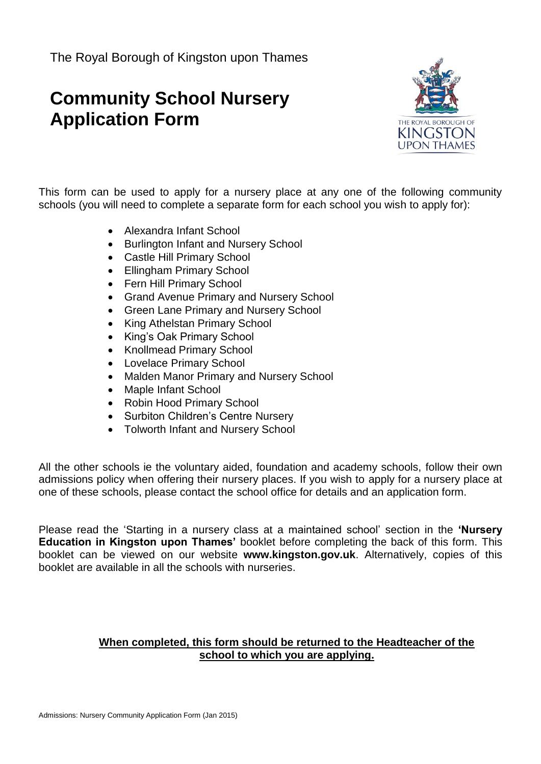The Royal Borough of Kingston upon Thames

# Community School Nursery Application Form

This form can be used to apply for a nursery place at any one of the following community schools (you will need to complete a separate form for each school you wish to apply for):

- Alexandra Infant School
- Burlington Infant and Nursery School
- Castle Hill Primary School
- Ellingham Primary School
- Fern Hill Primary School
- Grand Avenue Primary and Nursery School
- Green Lane Primary and Nursery School
- King Athelstan Primary School
- King's Oak Primary School
- Knollmead Primary School
- Lovelace Primary School
- Malden Manor Primary and Nursery School
- Maple Infant School
- Robin Hood Primary School
- Surbiton Children's Centre Nursery
- Tolworth Infant and Nursery School

All the other schools ie the voluntary aided, foundation and academy schools, follow their own admissions policy when offering their nursery places. If you wish to apply for a nursery place at one of these schools, please contact the school office for details and an application form.

Please read the 'Starting in a nursery class at a maintained school' section in the **'Nursery Education in Kingston upon Thames'** booklet before completing the back of this form. This booklet can be viewed on our website **www.kingston.gov.uk**. Alternatively, copies of this booklet are available in all the schools with nurseries.

**<u>When completed, this form should be returned to the Headteacher of the school to which you are applying.</u>**

Admissions: Nursery Community Application Form (Jan 2015)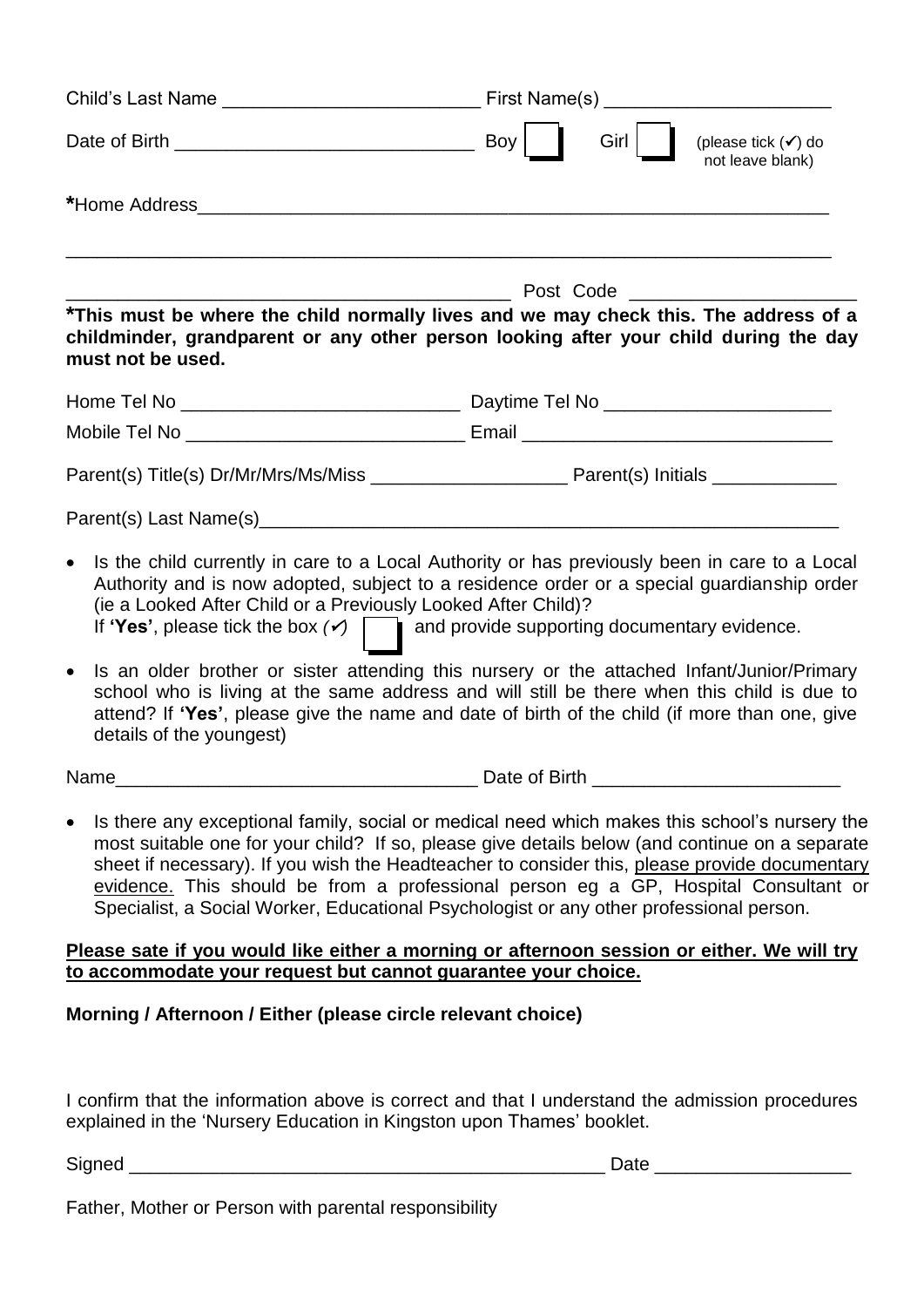Child's Last Name ________________________ First Name(s) ______________________

Date of Birth ____________________________ Boy ☐ Girl ☐ (please tick (✓) do not leave blank)

***Home Address**______________________________________________________________

_________________________________________________________________________

___________________________________________ Post Code _____________________

***This must be where the child normally lives and we may check this. The address of a childminder, grandparent or any other person looking after your child during the day must not be used.**

Home Tel No ___________________________ Daytime Tel No ______________________

Mobile Tel No ___________________________ Email ______________________________

Parent(s) Title(s) Dr/Mr/Mrs/Ms/Miss ___________________ Parent(s) Initials ____________

Parent(s) Last Name(s)__________________________________________________________

- Is the child currently in care to a Local Authority or has previously been in care to a Local Authority and is now adopted, subject to a residence order or a special guardianship order (ie a Looked After Child or a Previously Looked After Child)?
  If **'Yes'**, please tick the box *(✓)* ☐ and provide supporting documentary evidence.
- Is an older brother or sister attending this nursery or the attached Infant/Junior/Primary school who is living at the same address and will still be there when this child is due to attend? If **'Yes'**, please give the name and date of birth of the child (if more than one, give details of the youngest)

Name___________________________________ Date of Birth ________________________

- Is there any exceptional family, social or medical need which makes this school's nursery the most suitable one for your child? If so, please give details below (and continue on a separate sheet if necessary). If you wish the Headteacher to consider this, please provide documentary evidence. This should be from a professional person eg a GP, Hospital Consultant or Specialist, a Social Worker, Educational Psychologist or any other professional person.

**Please sate if you would like either a morning or afternoon session or either. We will try to accommodate your request but cannot guarantee your choice.**

**Morning / Afternoon / Either (please circle relevant choice)**

I confirm that the information above is correct and that I understand the admission procedures explained in the 'Nursery Education in Kingston upon Thames' booklet.

Signed _______________________________________________ Date ___________________

Father, Mother or Person with parental responsibility